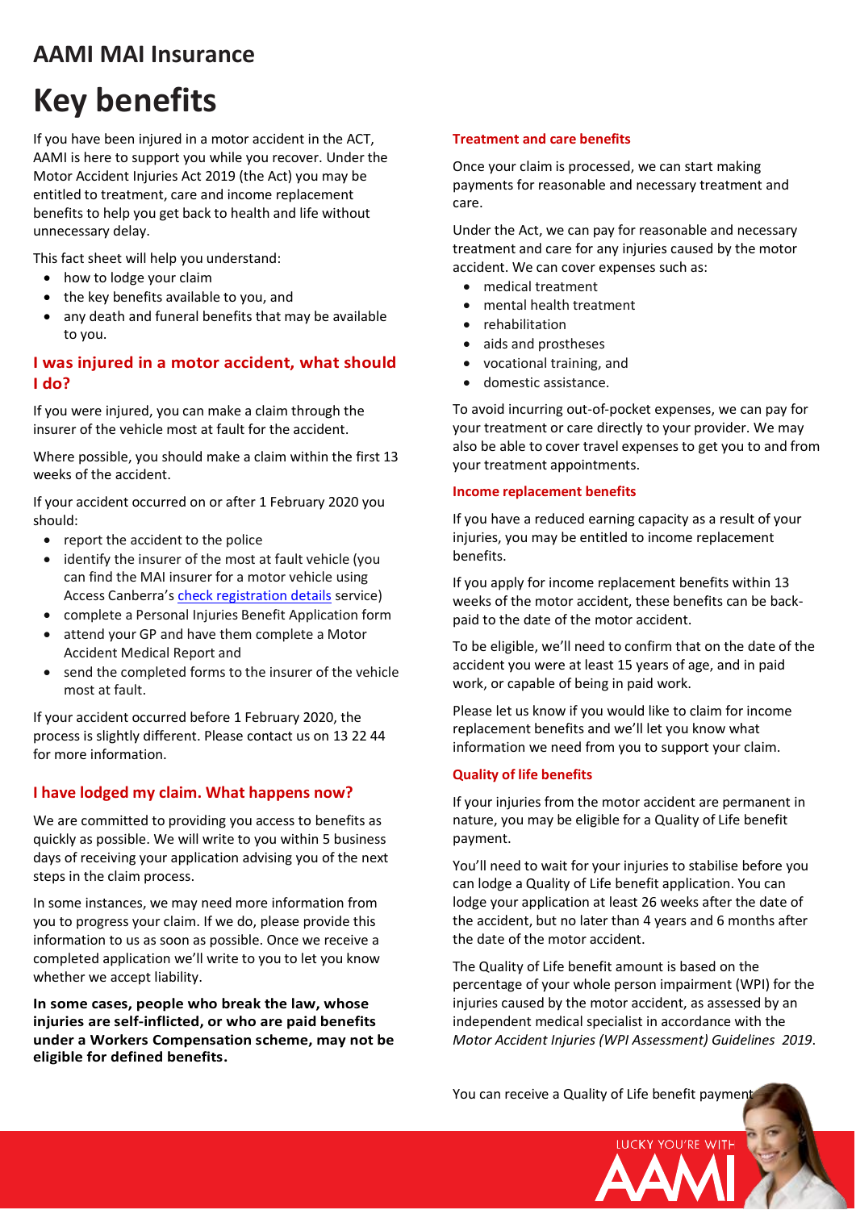# AAMI MAI Insurance

# Key benefits

If you have been injured in a motor accident in the ACT, AAMI is here to support you while you recover. Under the Motor Accident Injuries Act 2019 (the Act) you may be entitled to treatment, care and income replacement benefits to help you get back to health and life without unnecessary delay.

This fact sheet will help you understand:

- how to lodge your claim
- the key benefits available to you, and
- any death and funeral benefits that may be available to you.

## I was injured in a motor accident, what should I do?

If you were injured, you can make a claim through the insurer of the vehicle most at fault for the accident.

Where possible, you should make a claim within the first 13 weeks of the accident.

If your accident occurred on or after 1 February 2020 you should:

- report the accident to the police
- identify the insurer of the most at fault vehicle (you can find the MAI insurer for a motor vehicle using Access Canberra's check registration details service)
- complete a Personal Injuries Benefit Application form
- attend your GP and have them complete a Motor Accident Medical Report and
- send the completed forms to the insurer of the vehicle most at fault.

If your accident occurred before 1 February 2020, the process is slightly different. Please contact us on 13 22 44 for more information.

## I have lodged my claim. What happens now?

We are committed to providing you access to benefits as quickly as possible. We will write to you within 5 business days of receiving your application advising you of the next steps in the claim process.

In some instances, we may need more information from you to progress your claim. If we do, please provide this information to us as soon as possible. Once we receive a completed application we'll write to you to let you know whether we accept liability.

**In some cases, people who break the law, whose injuries are self-inflicted, or who are paid benefits under a Workers Compensation scheme, may not be eligible for defined benefits.**

### Treatment and care benefits

Once your claim is processed, we can start making payments for reasonable and necessary treatment and care.

Under the Act, we can pay for reasonable and necessary treatment and care for any injuries caused by the motor accident. We can cover expenses such as:

- medical treatment
- mental health treatment
- rehabilitation
- aids and prostheses
- vocational training, and
- domestic assistance.

To avoid incurring out-of-pocket expenses, we can pay for your treatment or care directly to your provider. We may also be able to cover travel expenses to get you to and from your treatment appointments.

### Income replacement benefits

If you have a reduced earning capacity as a result of your injuries, you may be entitled to income replacement benefits.

If you apply for income replacement benefits within 13 weeks of the motor accident, these benefits can be back-paid to the date of the motor accident.

To be eligible, we'll need to confirm that on the date of the accident you were at least 15 years of age, and in paid work, or capable of being in paid work.

Please let us know if you would like to claim for income replacement benefits and we'll let you know what information we need from you to support your claim.

### Quality of life benefits

If your injuries from the motor accident are permanent in nature, you may be eligible for a Quality of Life benefit payment.

You'll need to wait for your injuries to stabilise before you can lodge a Quality of Life benefit application. You can lodge your application at least 26 weeks after the date of the accident, but no later than 4 years and 6 months after the date of the motor accident.

The Quality of Life benefit amount is based on the percentage of your whole person impairment (WPI) for the injuries caused by the motor accident, as assessed by an independent medical specialist in accordance with the *Motor Accident Injuries (WPI Assessment) Guidelines 2019*.

You can receive a Quality of Life benefit payment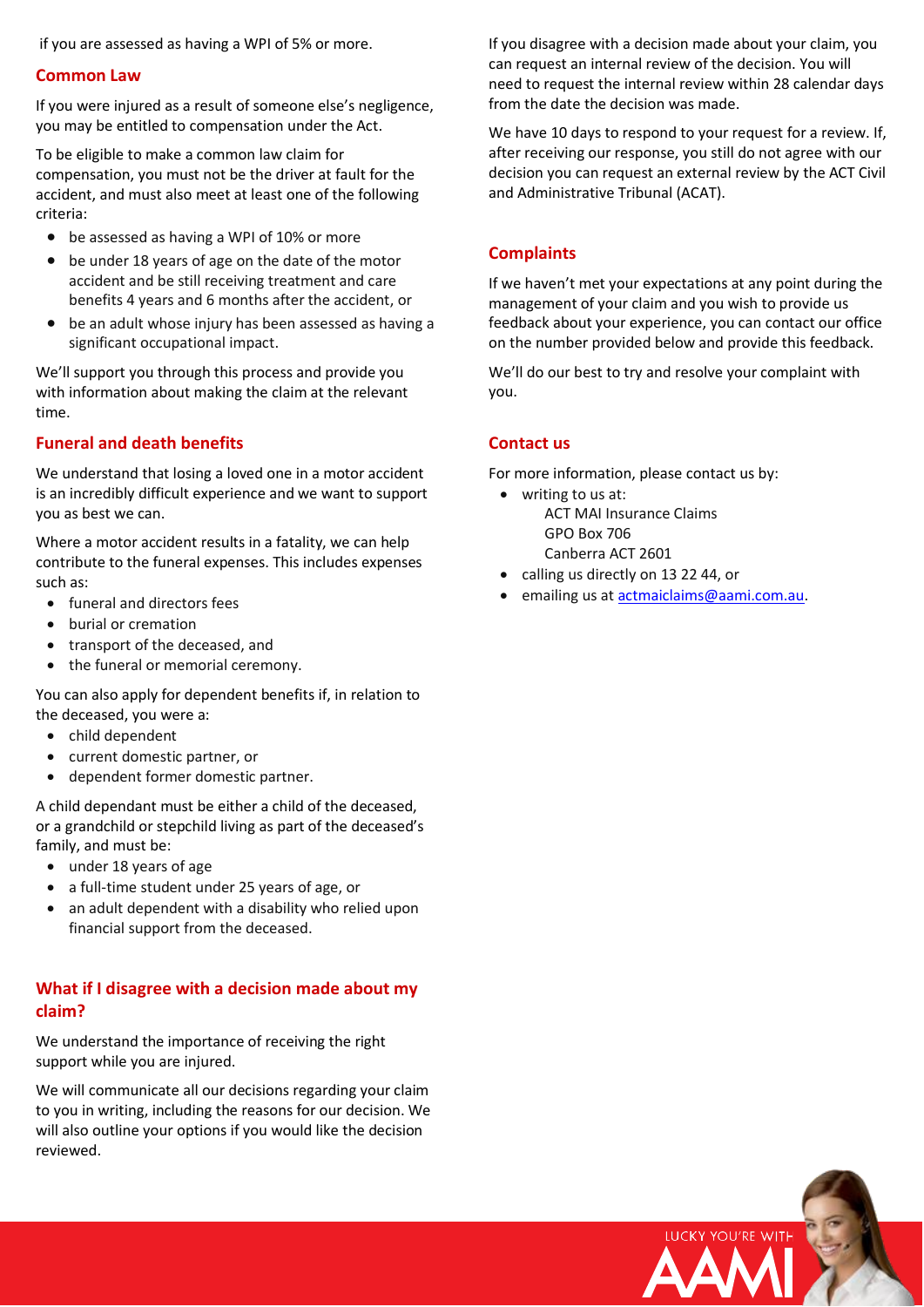if you are assessed as having a WPI of 5% or more.

## Common Law

If you were injured as a result of someone else's negligence, you may be entitled to compensation under the Act.

To be eligible to make a common law claim for compensation, you must not be the driver at fault for the accident, and must also meet at least one of the following criteria:

- be assessed as having a WPI of 10% or more
- be under 18 years of age on the date of the motor accident and be still receiving treatment and care benefits 4 years and 6 months after the accident, or
- be an adult whose injury has been assessed as having a significant occupational impact.

We'll support you through this process and provide you with information about making the claim at the relevant time.

## Funeral and death benefits

We understand that losing a loved one in a motor accident is an incredibly difficult experience and we want to support you as best we can.

Where a motor accident results in a fatality, we can help contribute to the funeral expenses. This includes expenses such as:

- funeral and directors fees
- burial or cremation
- transport of the deceased, and
- the funeral or memorial ceremony.

You can also apply for dependent benefits if, in relation to the deceased, you were a:

- child dependent
- current domestic partner, or
- dependent former domestic partner.

A child dependant must be either a child of the deceased, or a grandchild or stepchild living as part of the deceased's family, and must be:

- under 18 years of age
- a full-time student under 25 years of age, or
- an adult dependent with a disability who relied upon financial support from the deceased.

## What if I disagree with a decision made about my claim?

We understand the importance of receiving the right support while you are injured.

We will communicate all our decisions regarding your claim to you in writing, including the reasons for our decision. We will also outline your options if you would like the decision reviewed.

If you disagree with a decision made about your claim, you can request an internal review of the decision. You will need to request the internal review within 28 calendar days from the date the decision was made.

We have 10 days to respond to your request for a review. If, after receiving our response, you still do not agree with our decision you can request an external review by the ACT Civil and Administrative Tribunal (ACAT).

## Complaints

If we haven't met your expectations at any point during the management of your claim and you wish to provide us feedback about your experience, you can contact our office on the number provided below and provide this feedback.

We'll do our best to try and resolve your complaint with you.

## Contact us

For more information, please contact us by:

- writing to us at:
  ACT MAI Insurance Claims
  GPO Box 706
  Canberra ACT 2601
- calling us directly on 13 22 44, or
- emailing us at actmaiclaims@aami.com.au.

LUCKY YOU'RE WITH AAMI